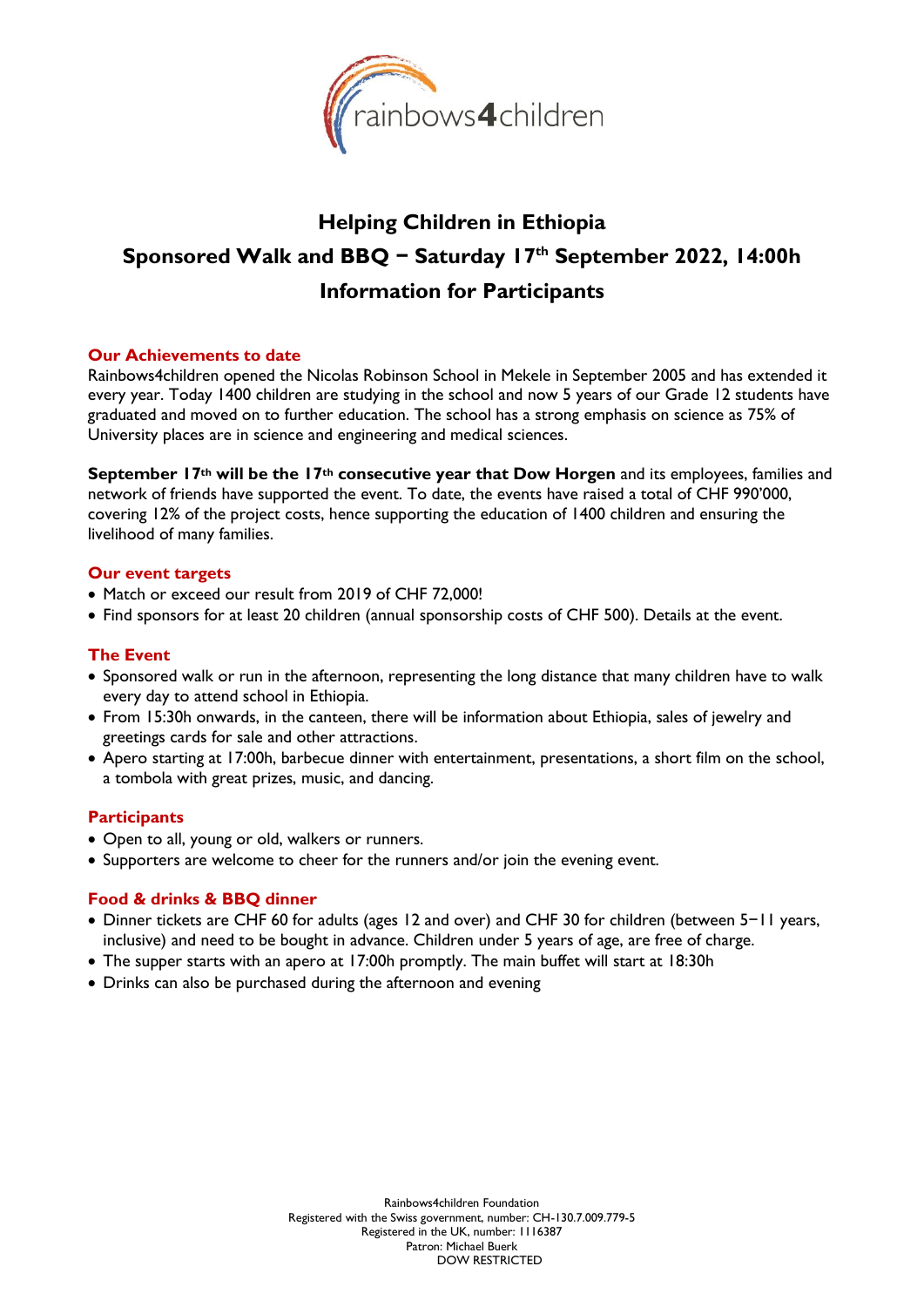rainbows4children

# Helping Children in Ethiopia

# Sponsored Walk and BBQ − Saturday 17th September 2022, 14:00h

# Information for Participants

## Our Achievements to date

Rainbows4children opened the Nicolas Robinson School in Mekele in September 2005 and has extended it every year. Today 1400 children are studying in the school and now 5 years of our Grade 12 students have graduated and moved on to further education. The school has a strong emphasis on science as 75% of University places are in science and engineering and medical sciences.

**September 17th will be the 17th consecutive year that Dow Horgen** and its employees, families and network of friends have supported the event. To date, the events have raised a total of CHF 990'000, covering 12% of the project costs, hence supporting the education of 1400 children and ensuring the livelihood of many families.

## Our event targets

- Match or exceed our result from 2019 of CHF 72,000!
- Find sponsors for at least 20 children (annual sponsorship costs of CHF 500). Details at the event.

## The Event

- Sponsored walk or run in the afternoon, representing the long distance that many children have to walk every day to attend school in Ethiopia.
- From 15:30h onwards, in the canteen, there will be information about Ethiopia, sales of jewelry and greetings cards for sale and other attractions.
- Apero starting at 17:00h, barbecue dinner with entertainment, presentations, a short film on the school, a tombola with great prizes, music, and dancing.

## Participants

- Open to all, young or old, walkers or runners.
- Supporters are welcome to cheer for the runners and/or join the evening event.

## Food & drinks & BBQ dinner

- Dinner tickets are CHF 60 for adults (ages 12 and over) and CHF 30 for children (between 5−11 years, inclusive) and need to be bought in advance. Children under 5 years of age, are free of charge.
- The supper starts with an apero at 17:00h promptly. The main buffet will start at 18:30h
- Drinks can also be purchased during the afternoon and evening

Rainbows4children Foundation
Registered with the Swiss government, number: CH-130.7.009.779-5
Registered in the UK, number: 1116387
Patron: Michael Buerk
DOW RESTRICTED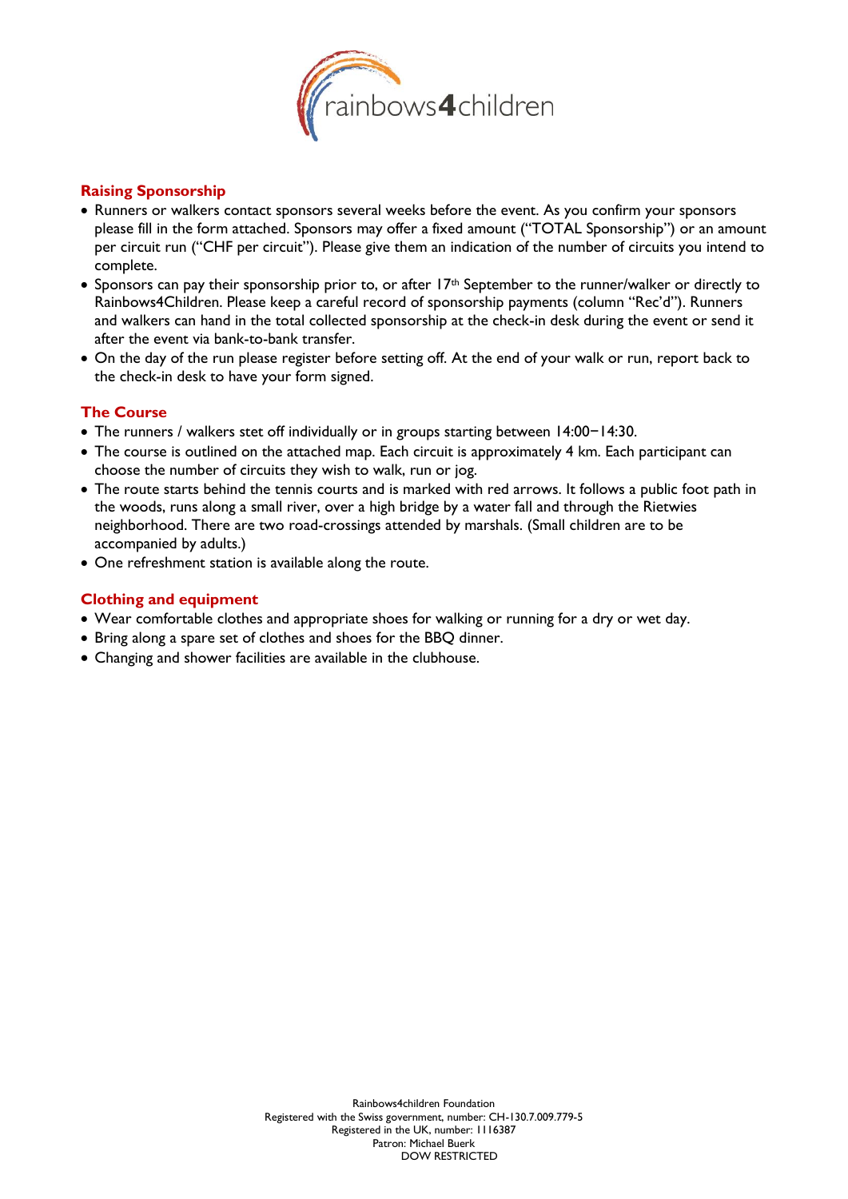## Raising Sponsorship

- Runners or walkers contact sponsors several weeks before the event. As you confirm your sponsors please fill in the form attached. Sponsors may offer a fixed amount ("TOTAL Sponsorship") or an amount per circuit run ("CHF per circuit"). Please give them an indication of the number of circuits you intend to complete.
- Sponsors can pay their sponsorship prior to, or after 17th September to the runner/walker or directly to Rainbows4Children. Please keep a careful record of sponsorship payments (column "Rec'd"). Runners and walkers can hand in the total collected sponsorship at the check-in desk during the event or send it after the event via bank-to-bank transfer.
- On the day of the run please register before setting off. At the end of your walk or run, report back to the check-in desk to have your form signed.

## The Course

- The runners / walkers stet off individually or in groups starting between 14:00−14:30.
- The course is outlined on the attached map. Each circuit is approximately 4 km. Each participant can choose the number of circuits they wish to walk, run or jog.
- The route starts behind the tennis courts and is marked with red arrows. It follows a public foot path in the woods, runs along a small river, over a high bridge by a water fall and through the Rietwies neighborhood. There are two road-crossings attended by marshals. (Small children are to be accompanied by adults.)
- One refreshment station is available along the route.

## Clothing and equipment

- Wear comfortable clothes and appropriate shoes for walking or running for a dry or wet day.
- Bring along a spare set of clothes and shoes for the BBQ dinner.
- Changing and shower facilities are available in the clubhouse.

Rainbows4children Foundation
Registered with the Swiss government, number: CH-130.7.009.779-5
Registered in the UK, number: 1116387
Patron: Michael Buerk
DOW RESTRICTED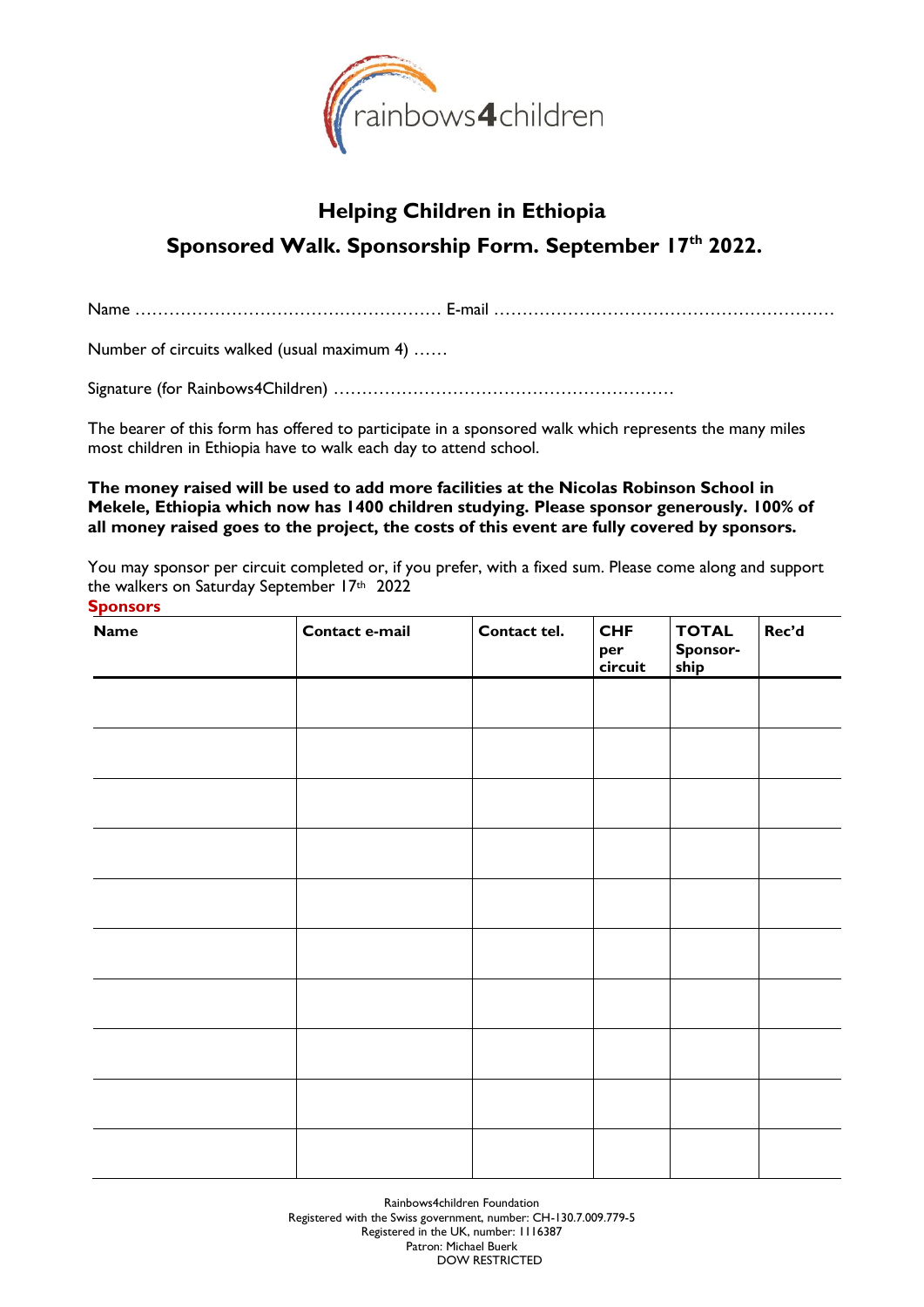rainbows4children

## Helping Children in Ethiopia

## Sponsored Walk. Sponsorship Form. September 17th 2022.

Name ………………………………………………. E-mail …………………………………………………….

Number of circuits walked (usual maximum 4) ……

Signature (for Rainbows4Children) ……………………………………………………

The bearer of this form has offered to participate in a sponsored walk which represents the many miles most children in Ethiopia have to walk each day to attend school.

**The money raised will be used to add more facilities at the Nicolas Robinson School in Mekele, Ethiopia which now has 1400 children studying. Please sponsor generously. 100% of all money raised goes to the project, the costs of this event are fully covered by sponsors.**

You may sponsor per circuit completed or, if you prefer, with a fixed sum. Please come along and support the walkers on Saturday September 17th 2022

**Sponsors**

| **Name** | **Contact e-mail** | **Contact tel.** | **CHF per circuit** | **TOTAL Sponsor-ship** | **Rec'd** |
|---|---|---|---|---|---|
| | | | | | |
| | | | | | |
| | | | | | |
| | | | | | |
| | | | | | |
| | | | | | |
| | | | | | |
| | | | | | |
| | | | | | |
| | | | | | |

Rainbows4children Foundation
Registered with the Swiss government, number: CH-130.7.009.779-5
Registered in the UK, number: 1116387
Patron: Michael Buerk
DOW RESTRICTED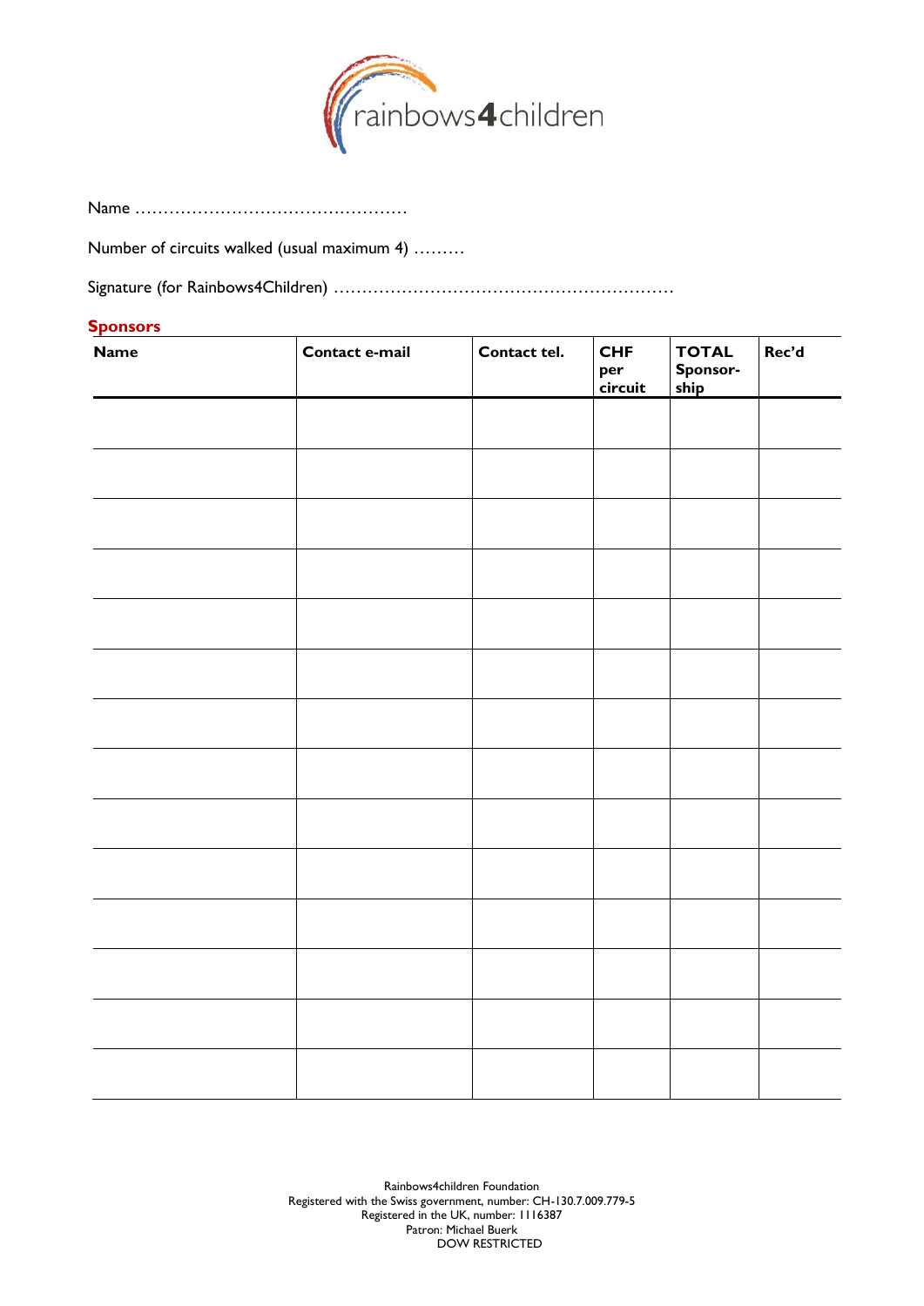rainbows4children

Name ……………………………………………

Number of circuits walked (usual maximum 4) ………

Signature (for Rainbows4Children) ……………………………………………………

## Sponsors

| Name | Contact e-mail | Contact tel. | CHF per circuit | TOTAL Sponsor-ship | Rec'd |
|---|---|---|---|---|---|
| | | | | | |
| | | | | | |
| | | | | | |
| | | | | | |
| | | | | | |
| | | | | | |
| | | | | | |
| | | | | | |
| | | | | | |
| | | | | | |
| | | | | | |
| | | | | | |
| | | | | | |
| | | | | | |

Rainbows4children Foundation
Registered with the Swiss government, number: CH-130.7.009.779-5
Registered in the UK, number: 1116387
Patron: Michael Buerk
DOW RESTRICTED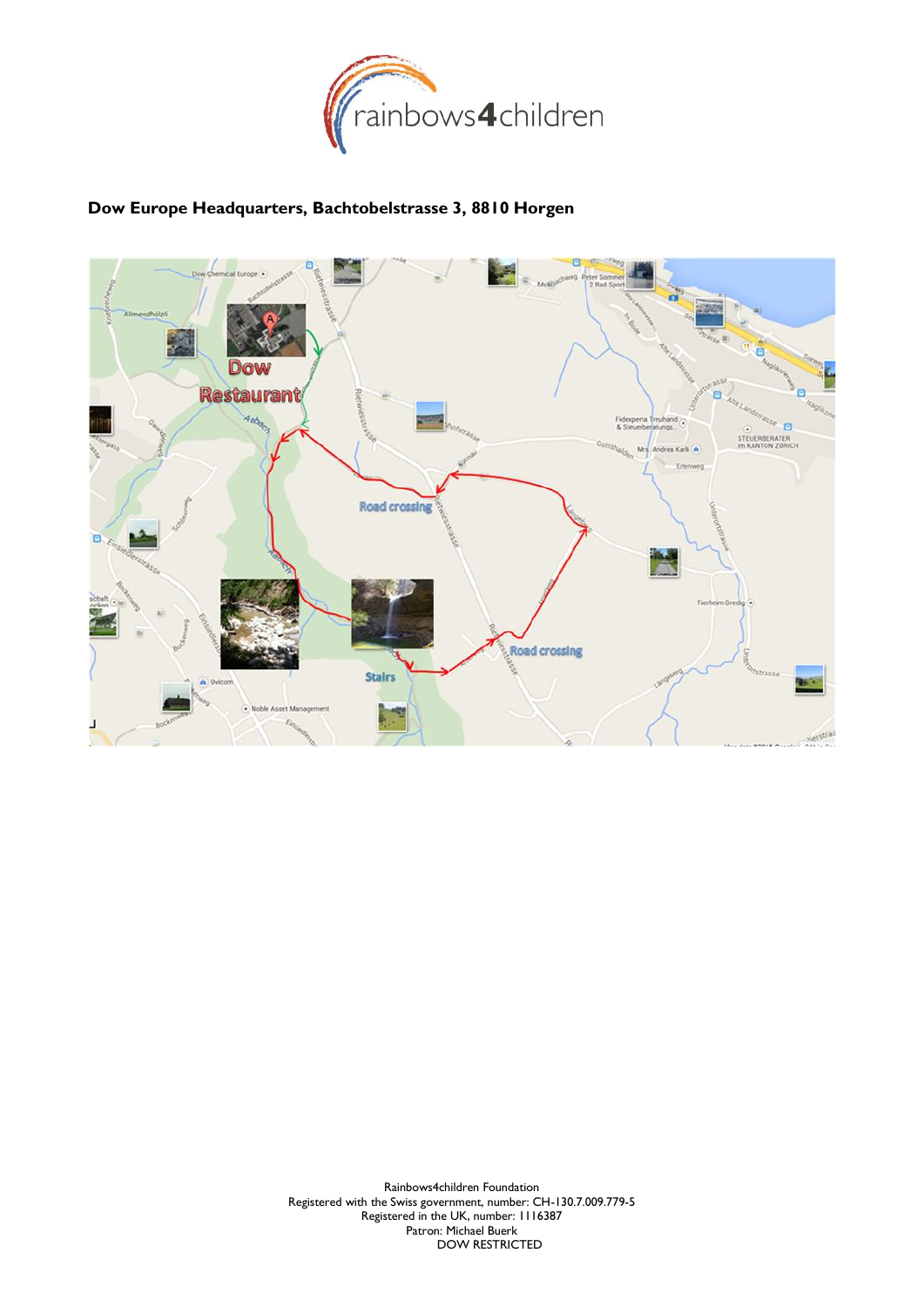**Dow Europe Headquarters, Bachtobelstrasse 3, 8810 Horgen**

Dow

Restaurant

Road crossing

Road crossing

Stairs

Rainbows4children Foundation
Registered with the Swiss government, number: CH-130.7.009.779-5
Registered in the UK, number: 1116387
Patron: Michael Buerk
DOW RESTRICTED